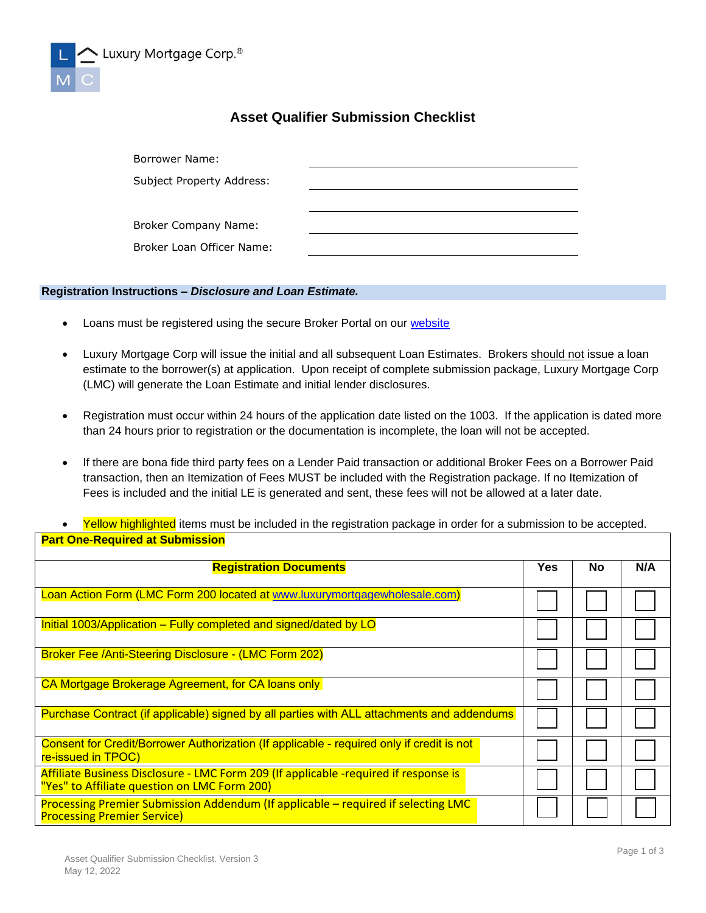Luxury Mortgage Corp.®

# Asset Qualifier Submission Checklist

Borrower Name: \_\_\_\_\_\_\_\_\_\_\_\_\_\_\_\_\_\_\_\_

Subject Property Address: \_\_\_\_\_\_\_\_\_\_\_\_\_\_\_\_\_\_\_\_

Broker Company Name: \_\_\_\_\_\_\_\_\_\_\_\_\_\_\_\_\_\_\_\_

Broker Loan Officer Name: \_\_\_\_\_\_\_\_\_\_\_\_\_\_\_\_\_\_\_\_

## Registration Instructions – *Disclosure and Loan Estimate.*

- Loans must be registered using the secure Broker Portal on our website
- Luxury Mortgage Corp will issue the initial and all subsequent Loan Estimates. Brokers should not issue a loan estimate to the borrower(s) at application. Upon receipt of complete submission package, Luxury Mortgage Corp (LMC) will generate the Loan Estimate and initial lender disclosures.
- Registration must occur within 24 hours of the application date listed on the 1003. If the application is dated more than 24 hours prior to registration or the documentation is incomplete, the loan will not be accepted.
- If there are bona fide third party fees on a Lender Paid transaction or additional Broker Fees on a Borrower Paid transaction, then an Itemization of Fees MUST be included with the Registration package. If no Itemization of Fees is included and the initial LE is generated and sent, these fees will not be allowed at a later date.
- Yellow highlighted items must be included in the registration package in order for a submission to be accepted.

**Part One-Required at Submission**

| **Registration Documents** | **Yes** | **No** | **N/A** |
|---|---|---|---|
| Loan Action Form (LMC Form 200 located at www.luxurymortgagewholesale.com) | ☐ | ☐ | ☐ |
| Initial 1003/Application – Fully completed and signed/dated by LO | ☐ | ☐ | ☐ |
| Broker Fee /Anti-Steering Disclosure - (LMC Form 202) | ☐ | ☐ | ☐ |
| CA Mortgage Brokerage Agreement, for CA loans only | ☐ | ☐ | ☐ |
| Purchase Contract (if applicable) signed by all parties with ALL attachments and addendums | ☐ | ☐ | ☐ |
| Consent for Credit/Borrower Authorization (If applicable - required only if credit is not re-issued in TPOC) | ☐ | ☐ | ☐ |
| Affiliate Business Disclosure - LMC Form 209 (If applicable -required if response is "Yes" to Affiliate question on LMC Form 200) | ☐ | ☐ | ☐ |
| Processing Premier Submission Addendum (If applicable – required if selecting LMC Processing Premier Service) | ☐ | ☐ | ☐ |

Asset Qualifier Submission Checklist. Version 3
May 12, 2022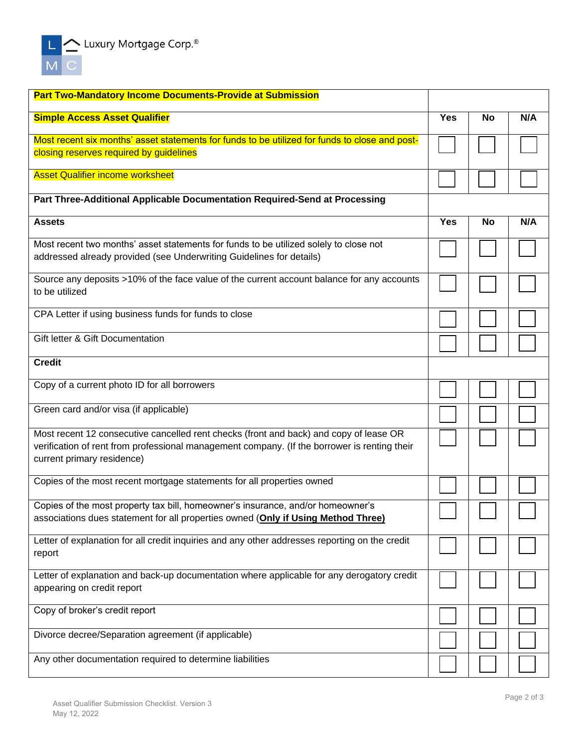| Part Two-Mandatory Income Documents-Provide at Submission | | | |
|---|---|---|---|
| **Simple Access Asset Qualifier** | **Yes** | **No** | **N/A** |
| Most recent six months' asset statements for funds to be utilized for funds to close and post-closing reserves required by guidelines | ☐ | ☐ | ☐ |
| Asset Qualifier income worksheet | ☐ | ☐ | ☐ |
| **Part Three-Additional Applicable Documentation Required-Send at Processing** | | | |
| **Assets** | **Yes** | **No** | **N/A** |
| Most recent two months' asset statements for funds to be utilized solely to close not addressed already provided (see Underwriting Guidelines for details) | ☐ | ☐ | ☐ |
| Source any deposits >10% of the face value of the current account balance for any accounts to be utilized | ☐ | ☐ | ☐ |
| CPA Letter if using business funds for funds to close | ☐ | ☐ | ☐ |
| Gift letter & Gift Documentation | ☐ | ☐ | ☐ |
| **Credit** | | | |
| Copy of a current photo ID for all borrowers | ☐ | ☐ | ☐ |
| Green card and/or visa (if applicable) | ☐ | ☐ | ☐ |
| Most recent 12 consecutive cancelled rent checks (front and back) and copy of lease OR verification of rent from professional management company. (If the borrower is renting their current primary residence) | ☐ | ☐ | ☐ |
| Copies of the most recent mortgage statements for all properties owned | ☐ | ☐ | ☐ |
| Copies of the most property tax bill, homeowner's insurance, and/or homeowner's associations dues statement for all properties owned (**Only if Using Method Three)** | ☐ | ☐ | ☐ |
| Letter of explanation for all credit inquiries and any other addresses reporting on the credit report | ☐ | ☐ | ☐ |
| Letter of explanation and back-up documentation where applicable for any derogatory credit appearing on credit report | ☐ | ☐ | ☐ |
| Copy of broker's credit report | ☐ | ☐ | ☐ |
| Divorce decree/Separation agreement (if applicable) | ☐ | ☐ | ☐ |
| Any other documentation required to determine liabilities | ☐ | ☐ | ☐ |

Asset Qualifier Submission Checklist. Version 3
May 12, 2022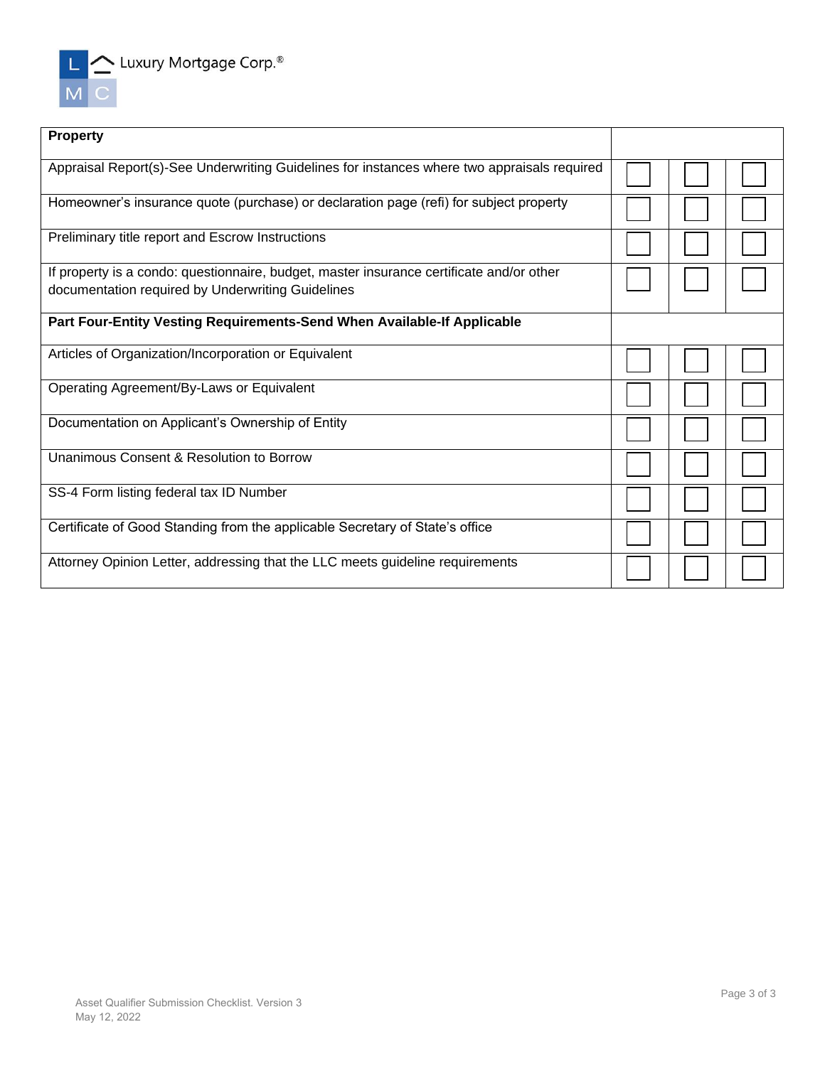| | | | |
|---|---|---|---|
| **Property** | | | |
| Appraisal Report(s)-See Underwriting Guidelines for instances where two appraisals required | ☐ | ☐ | ☐ |
| Homeowner's insurance quote (purchase) or declaration page (refi) for subject property | ☐ | ☐ | ☐ |
| Preliminary title report and Escrow Instructions | ☐ | ☐ | ☐ |
| If property is a condo: questionnaire, budget, master insurance certificate and/or other documentation required by Underwriting Guidelines | ☐ | ☐ | ☐ |
| **Part Four-Entity Vesting Requirements-Send When Available-If Applicable** | | | |
| Articles of Organization/Incorporation or Equivalent | ☐ | ☐ | ☐ |
| Operating Agreement/By-Laws or Equivalent | ☐ | ☐ | ☐ |
| Documentation on Applicant's Ownership of Entity | ☐ | ☐ | ☐ |
| Unanimous Consent & Resolution to Borrow | ☐ | ☐ | ☐ |
| SS-4 Form listing federal tax ID Number | ☐ | ☐ | ☐ |
| Certificate of Good Standing from the applicable Secretary of State's office | ☐ | ☐ | ☐ |
| Attorney Opinion Letter, addressing that the LLC meets guideline requirements | ☐ | ☐ | ☐ |